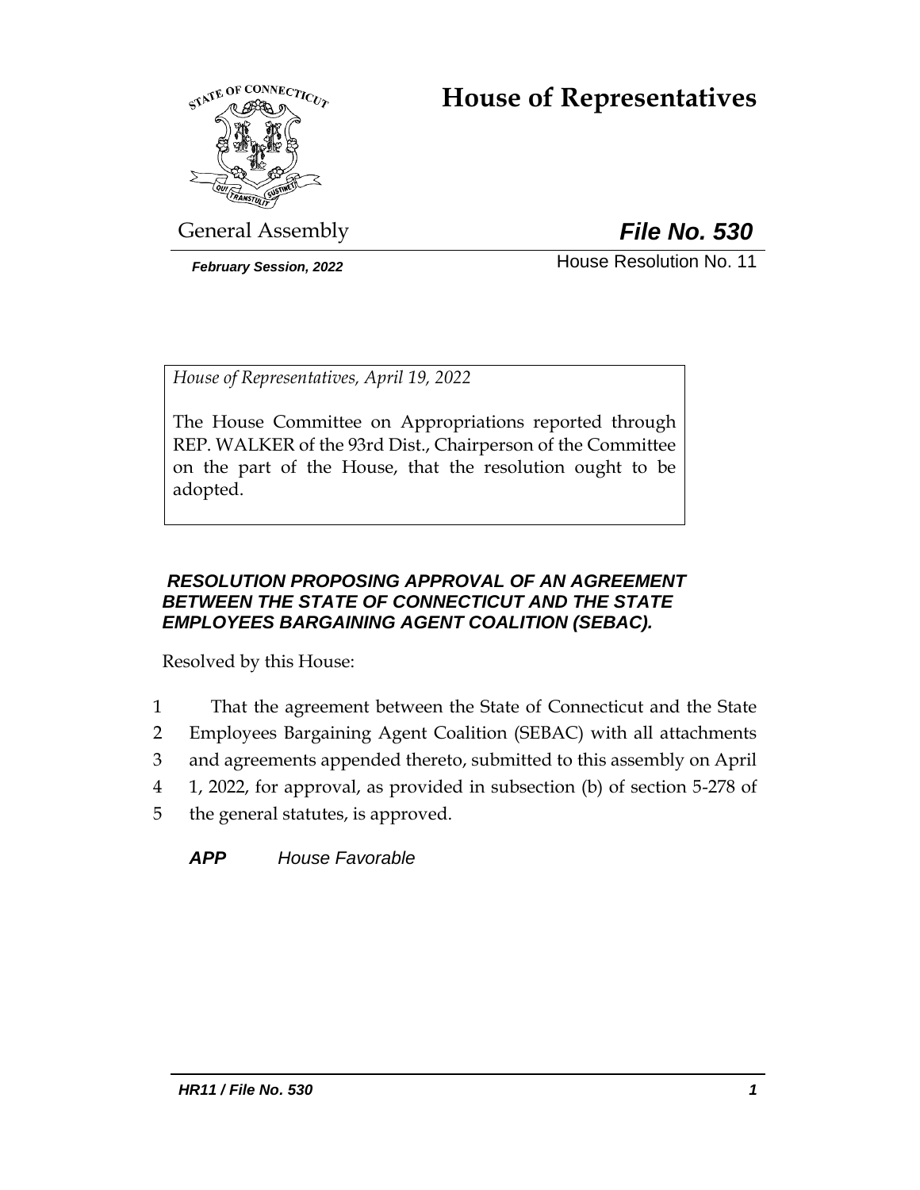# House of Representatives

General Assembly

***File No. 530***

***February Session, 2022***

House Resolution No. 11

*House of Representatives, April 19, 2022*

The House Committee on Appropriations reported through REP. WALKER of the 93rd Dist., Chairperson of the Committee on the part of the House, that the resolution ought to be adopted.

***RESOLUTION PROPOSING APPROVAL OF AN AGREEMENT BETWEEN THE STATE OF CONNECTICUT AND THE STATE EMPLOYEES BARGAINING AGENT COALITION (SEBAC).***

Resolved by this House:

1 That the agreement between the State of Connecticut and the State
2 Employees Bargaining Agent Coalition (SEBAC) with all attachments
3 and agreements appended thereto, submitted to this assembly on April
4 1, 2022, for approval, as provided in subsection (b) of section 5-278 of
5 the general statutes, is approved.

***APP*** *House Favorable*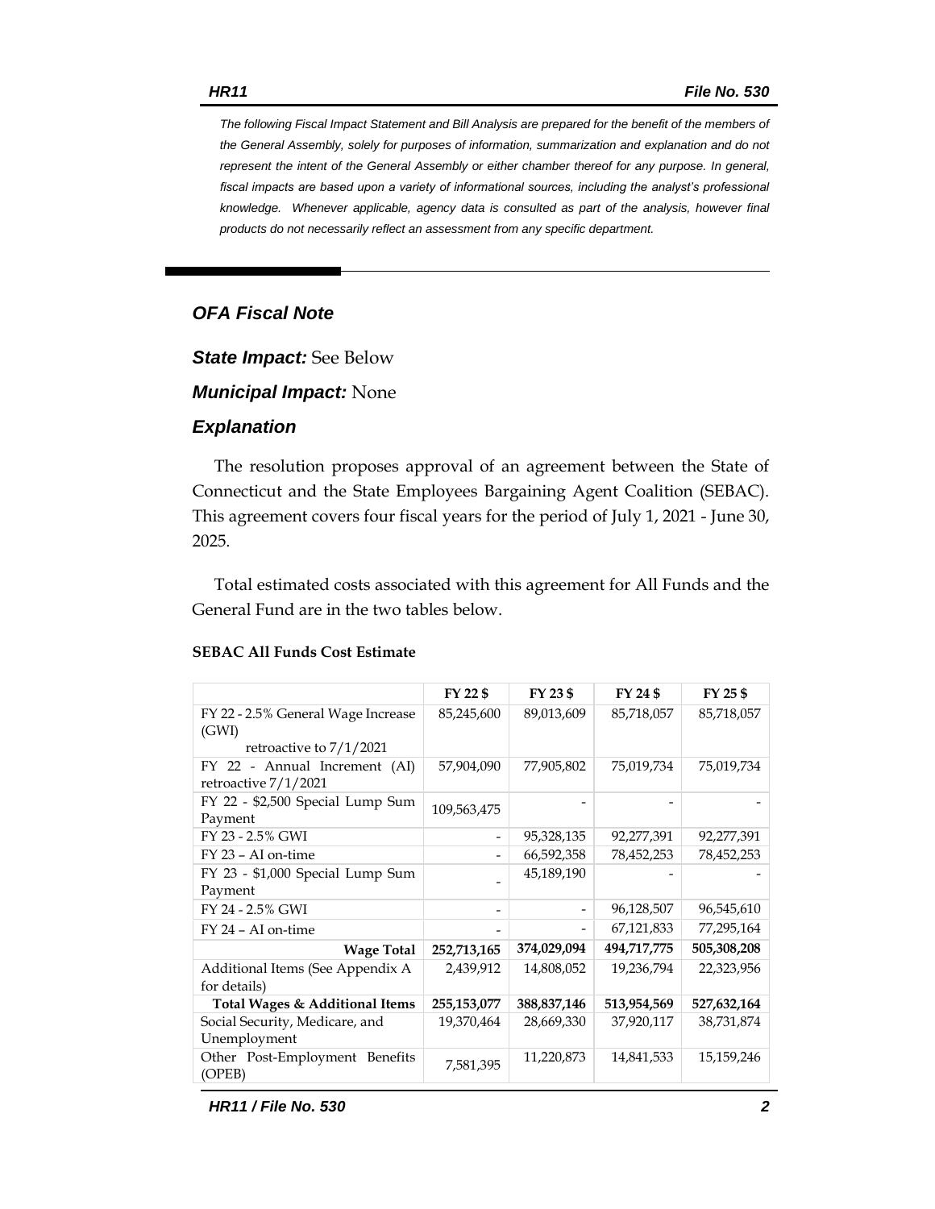*The following Fiscal Impact Statement and Bill Analysis are prepared for the benefit of the members of the General Assembly, solely for purposes of information, summarization and explanation and do not represent the intent of the General Assembly or either chamber thereof for any purpose. In general, fiscal impacts are based upon a variety of informational sources, including the analyst's professional knowledge. Whenever applicable, agency data is consulted as part of the analysis, however final products do not necessarily reflect an assessment from any specific department.*

## OFA Fiscal Note

***State Impact:*** See Below

***Municipal Impact:*** None

### Explanation

The resolution proposes approval of an agreement between the State of Connecticut and the State Employees Bargaining Agent Coalition (SEBAC). This agreement covers four fiscal years for the period of July 1, 2021 - June 30, 2025.

Total estimated costs associated with this agreement for All Funds and the General Fund are in the two tables below.

**SEBAC All Funds Cost Estimate**

| | FY 22 $ | FY 23 $ | FY 24 $ | FY 25 $ |
|---|---|---|---|---|
| FY 22 - 2.5% General Wage Increase (GWI) retroactive to 7/1/2021 | 85,245,600 | 89,013,609 | 85,718,057 | 85,718,057 |
| FY 22 - Annual Increment (AI) retroactive 7/1/2021 | 57,904,090 | 77,905,802 | 75,019,734 | 75,019,734 |
| FY 22 - $2,500 Special Lump Sum Payment | 109,563,475 | - | - | - |
| FY 23 - 2.5% GWI | - | 95,328,135 | 92,277,391 | 92,277,391 |
| FY 23 – AI on-time | - | 66,592,358 | 78,452,253 | 78,452,253 |
| FY 23 - $1,000 Special Lump Sum Payment | - | 45,189,190 | - | - |
| FY 24 - 2.5% GWI | - | - | 96,128,507 | 96,545,610 |
| FY 24 – AI on-time | - | - | 67,121,833 | 77,295,164 |
| **Wage Total** | **252,713,165** | **374,029,094** | **494,717,775** | **505,308,208** |
| Additional Items (See Appendix A for details) | 2,439,912 | 14,808,052 | 19,236,794 | 22,323,956 |
| **Total Wages & Additional Items** | **255,153,077** | **388,837,146** | **513,954,569** | **527,632,164** |
| Social Security, Medicare, and Unemployment | 19,370,464 | 28,669,330 | 37,920,117 | 38,731,874 |
| Other Post-Employment Benefits (OPEB) | 7,581,395 | 11,220,873 | 14,841,533 | 15,159,246 |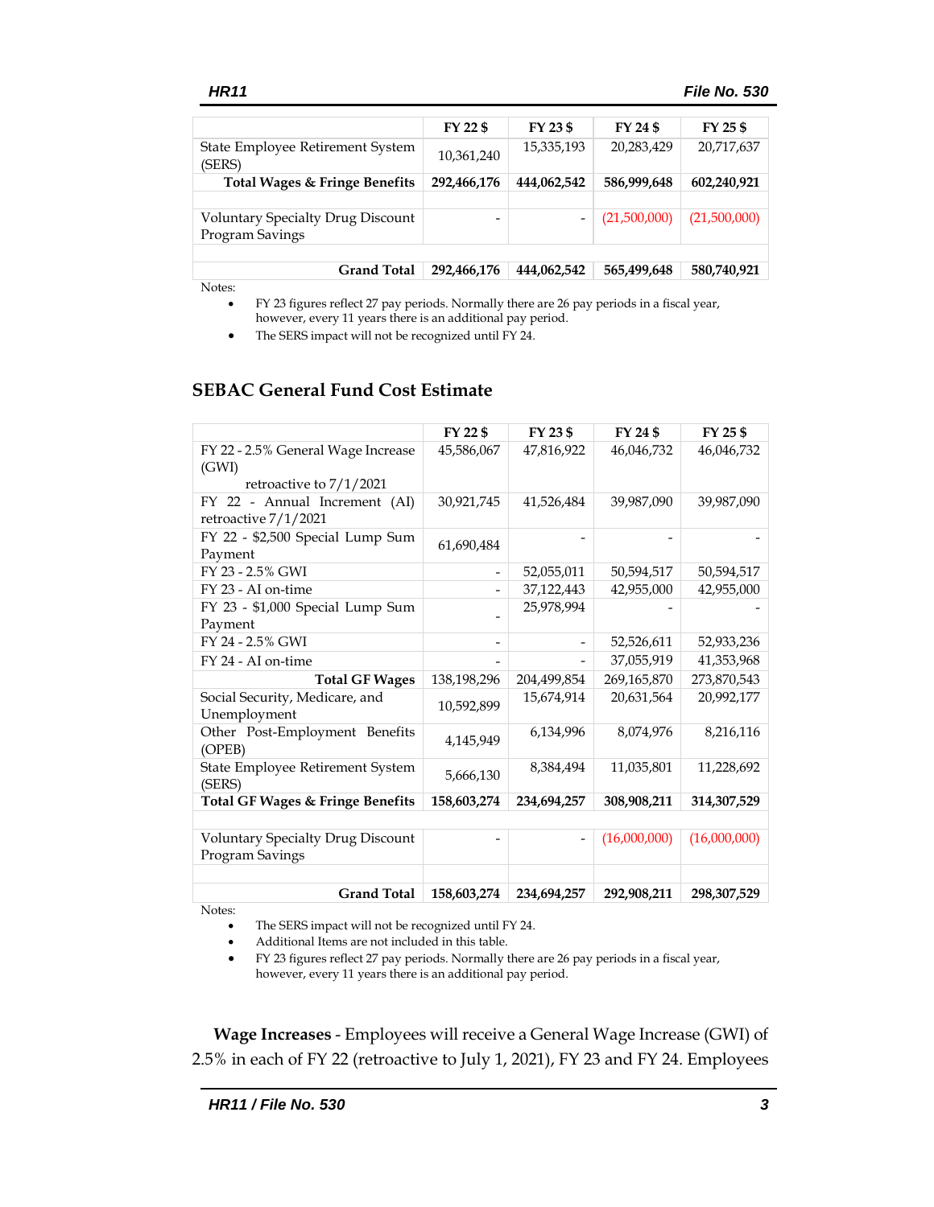| | FY 22 $ | FY 23 $ | FY 24 $ | FY 25 $ |
|---|---|---|---|---|
| State Employee Retirement System (SERS) | 10,361,240 | 15,335,193 | 20,283,429 | 20,717,637 |
| **Total Wages & Fringe Benefits** | **292,466,176** | **444,062,542** | **586,999,648** | **602,240,921** |
| | | | | |
| Voluntary Specialty Drug Discount Program Savings | - | - | (21,500,000) | (21,500,000) |
| | | | | |
| **Grand Total** | **292,466,176** | **444,062,542** | **565,499,648** | **580,740,921** |

Notes:

- FY 23 figures reflect 27 pay periods. Normally there are 26 pay periods in a fiscal year, however, every 11 years there is an additional pay period.
- The SERS impact will not be recognized until FY 24.

## SEBAC General Fund Cost Estimate

| | FY 22 $ | FY 23 $ | FY 24 $ | FY 25 $ |
|---|---|---|---|---|
| FY 22 - 2.5% General Wage Increase (GWI) retroactive to 7/1/2021 | 45,586,067 | 47,816,922 | 46,046,732 | 46,046,732 |
| FY 22 - Annual Increment (AI) retroactive 7/1/2021 | 30,921,745 | 41,526,484 | 39,987,090 | 39,987,090 |
| FY 22 - $2,500 Special Lump Sum Payment | 61,690,484 | - | - | - |
| FY 23 - 2.5% GWI | - | 52,055,011 | 50,594,517 | 50,594,517 |
| FY 23 - AI on-time | - | 37,122,443 | 42,955,000 | 42,955,000 |
| FY 23 - $1,000 Special Lump Sum Payment | - | 25,978,994 | - | - |
| FY 24 - 2.5% GWI | - | - | 52,526,611 | 52,933,236 |
| FY 24 - AI on-time | - | - | 37,055,919 | 41,353,968 |
| **Total GF Wages** | 138,198,296 | 204,499,854 | 269,165,870 | 273,870,543 |
| Social Security, Medicare, and Unemployment | 10,592,899 | 15,674,914 | 20,631,564 | 20,992,177 |
| Other Post-Employment Benefits (OPEB) | 4,145,949 | 6,134,996 | 8,074,976 | 8,216,116 |
| State Employee Retirement System (SERS) | 5,666,130 | 8,384,494 | 11,035,801 | 11,228,692 |
| **Total GF Wages & Fringe Benefits** | **158,603,274** | **234,694,257** | **308,908,211** | **314,307,529** |
| | | | | |
| Voluntary Specialty Drug Discount Program Savings | - | - | (16,000,000) | (16,000,000) |
| | | | | |
| **Grand Total** | **158,603,274** | **234,694,257** | **292,908,211** | **298,307,529** |

Notes:

- The SERS impact will not be recognized until FY 24.
- Additional Items are not included in this table.
- FY 23 figures reflect 27 pay periods. Normally there are 26 pay periods in a fiscal year, however, every 11 years there is an additional pay period.

**Wage Increases** - Employees will receive a General Wage Increase (GWI) of 2.5% in each of FY 22 (retroactive to July 1, 2021), FY 23 and FY 24. Employees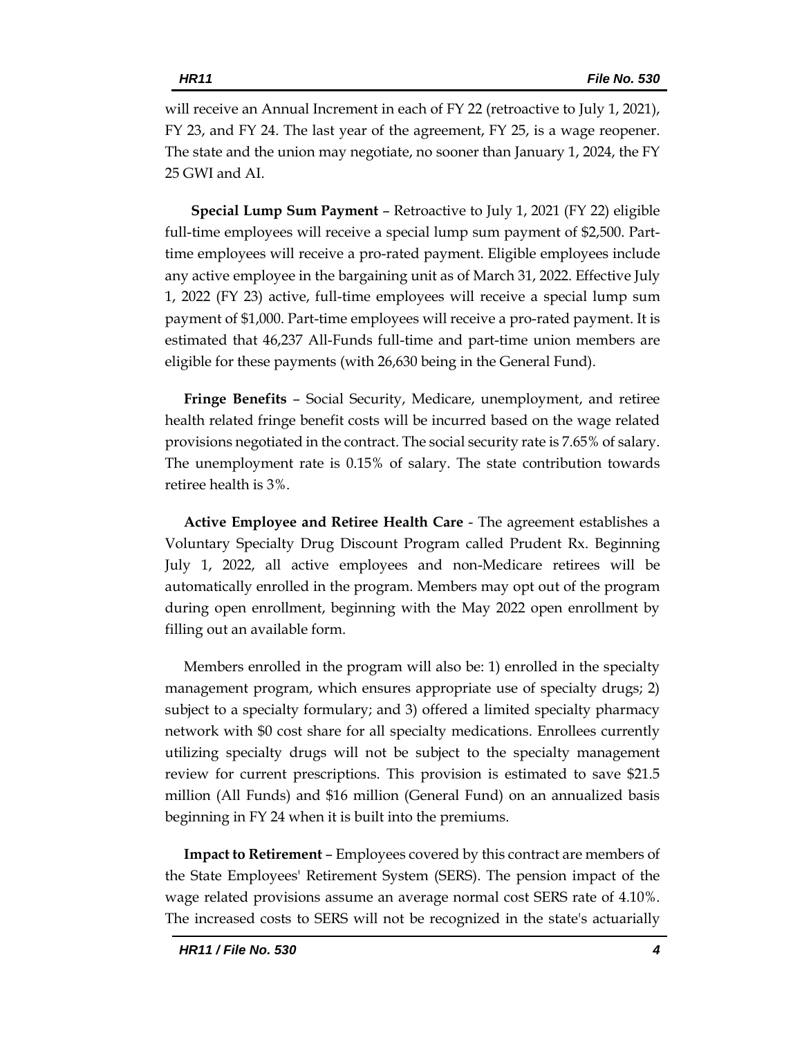will receive an Annual Increment in each of FY 22 (retroactive to July 1, 2021), FY 23, and FY 24. The last year of the agreement, FY 25, is a wage reopener. The state and the union may negotiate, no sooner than January 1, 2024, the FY 25 GWI and AI.

**Special Lump Sum Payment** – Retroactive to July 1, 2021 (FY 22) eligible full-time employees will receive a special lump sum payment of $2,500. Part-time employees will receive a pro-rated payment. Eligible employees include any active employee in the bargaining unit as of March 31, 2022. Effective July 1, 2022 (FY 23) active, full-time employees will receive a special lump sum payment of $1,000. Part-time employees will receive a pro-rated payment. It is estimated that 46,237 All-Funds full-time and part-time union members are eligible for these payments (with 26,630 being in the General Fund).

**Fringe Benefits** – Social Security, Medicare, unemployment, and retiree health related fringe benefit costs will be incurred based on the wage related provisions negotiated in the contract. The social security rate is 7.65% of salary. The unemployment rate is 0.15% of salary. The state contribution towards retiree health is 3%.

**Active Employee and Retiree Health Care** - The agreement establishes a Voluntary Specialty Drug Discount Program called Prudent Rx. Beginning July 1, 2022, all active employees and non-Medicare retirees will be automatically enrolled in the program. Members may opt out of the program during open enrollment, beginning with the May 2022 open enrollment by filling out an available form.

Members enrolled in the program will also be: 1) enrolled in the specialty management program, which ensures appropriate use of specialty drugs; 2) subject to a specialty formulary; and 3) offered a limited specialty pharmacy network with $0 cost share for all specialty medications. Enrollees currently utilizing specialty drugs will not be subject to the specialty management review for current prescriptions. This provision is estimated to save $21.5 million (All Funds) and $16 million (General Fund) on an annualized basis beginning in FY 24 when it is built into the premiums.

**Impact to Retirement** – Employees covered by this contract are members of the State Employees' Retirement System (SERS). The pension impact of the wage related provisions assume an average normal cost SERS rate of 4.10%. The increased costs to SERS will not be recognized in the state's actuarially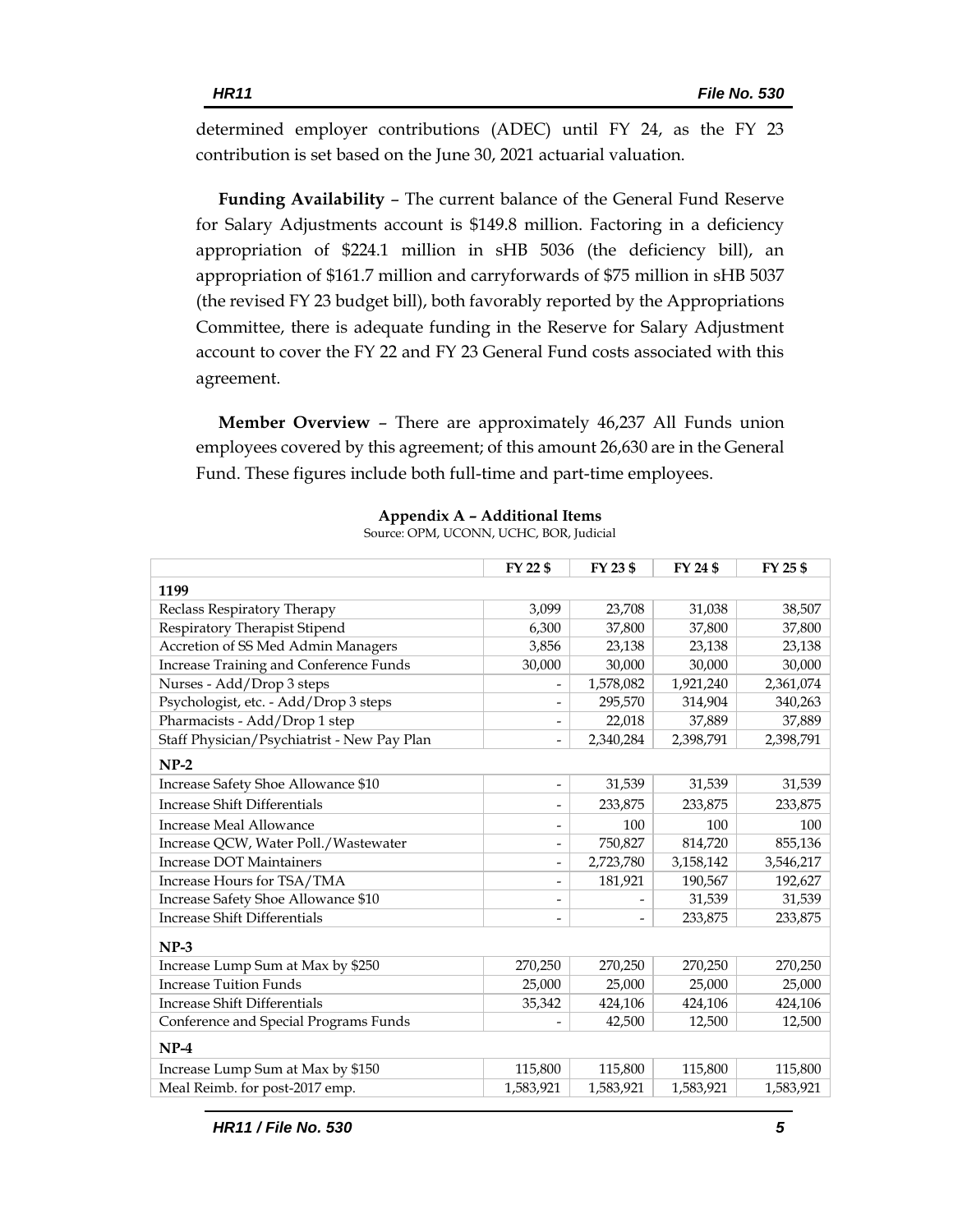determined employer contributions (ADEC) until FY 24, as the FY 23 contribution is set based on the June 30, 2021 actuarial valuation.

**Funding Availability** – The current balance of the General Fund Reserve for Salary Adjustments account is $149.8 million. Factoring in a deficiency appropriation of $224.1 million in sHB 5036 (the deficiency bill), an appropriation of $161.7 million and carryforwards of $75 million in sHB 5037 (the revised FY 23 budget bill), both favorably reported by the Appropriations Committee, there is adequate funding in the Reserve for Salary Adjustment account to cover the FY 22 and FY 23 General Fund costs associated with this agreement.

**Member Overview** – There are approximately 46,237 All Funds union employees covered by this agreement; of this amount 26,630 are in the General Fund. These figures include both full-time and part-time employees.

**Appendix A – Additional Items**

Source: OPM, UCONN, UCHC, BOR, Judicial

| | FY 22 $ | FY 23 $ | FY 24 $ | FY 25 $ |
|---|---|---|---|---|
| **1199** | | | | |
| Reclass Respiratory Therapy | 3,099 | 23,708 | 31,038 | 38,507 |
| Respiratory Therapist Stipend | 6,300 | 37,800 | 37,800 | 37,800 |
| Accretion of SS Med Admin Managers | 3,856 | 23,138 | 23,138 | 23,138 |
| Increase Training and Conference Funds | 30,000 | 30,000 | 30,000 | 30,000 |
| Nurses - Add/Drop 3 steps | - | 1,578,082 | 1,921,240 | 2,361,074 |
| Psychologist, etc. - Add/Drop 3 steps | - | 295,570 | 314,904 | 340,263 |
| Pharmacists - Add/Drop 1 step | - | 22,018 | 37,889 | 37,889 |
| Staff Physician/Psychiatrist - New Pay Plan | - | 2,340,284 | 2,398,791 | 2,398,791 |
| **NP-2** | | | | |
| Increase Safety Shoe Allowance $10 | - | 31,539 | 31,539 | 31,539 |
| Increase Shift Differentials | - | 233,875 | 233,875 | 233,875 |
| Increase Meal Allowance | - | 100 | 100 | 100 |
| Increase QCW, Water Poll./Wastewater | - | 750,827 | 814,720 | 855,136 |
| Increase DOT Maintainers | - | 2,723,780 | 3,158,142 | 3,546,217 |
| Increase Hours for TSA/TMA | - | 181,921 | 190,567 | 192,627 |
| Increase Safety Shoe Allowance $10 | - | - | 31,539 | 31,539 |
| Increase Shift Differentials | - | - | 233,875 | 233,875 |
| **NP-3** | | | | |
| Increase Lump Sum at Max by $250 | 270,250 | 270,250 | 270,250 | 270,250 |
| Increase Tuition Funds | 25,000 | 25,000 | 25,000 | 25,000 |
| Increase Shift Differentials | 35,342 | 424,106 | 424,106 | 424,106 |
| Conference and Special Programs Funds | - | 42,500 | 12,500 | 12,500 |
| **NP-4** | | | | |
| Increase Lump Sum at Max by $150 | 115,800 | 115,800 | 115,800 | 115,800 |
| Meal Reimb. for post-2017 emp. | 1,583,921 | 1,583,921 | 1,583,921 | 1,583,921 |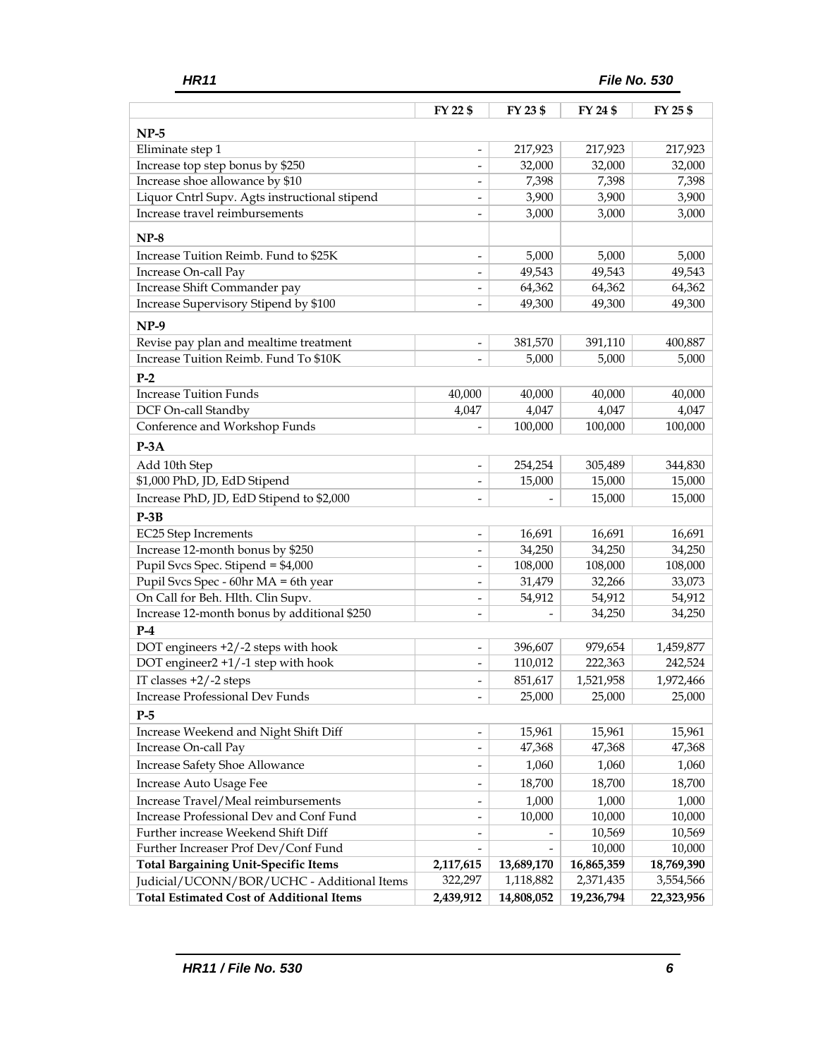| | FY 22 $ | FY 23 $ | FY 24 $ | FY 25 $ |
|---|---|---|---|---|
| **NP-5** | | | | |
| Eliminate step 1 | - | 217,923 | 217,923 | 217,923 |
| Increase top step bonus by $250 | - | 32,000 | 32,000 | 32,000 |
| Increase shoe allowance by $10 | - | 7,398 | 7,398 | 7,398 |
| Liquor Cntrl Supv. Agts instructional stipend | - | 3,900 | 3,900 | 3,900 |
| Increase travel reimbursements | - | 3,000 | 3,000 | 3,000 |
| **NP-8** | | | | |
| Increase Tuition Reimb. Fund to $25K | - | 5,000 | 5,000 | 5,000 |
| Increase On-call Pay | - | 49,543 | 49,543 | 49,543 |
| Increase Shift Commander pay | - | 64,362 | 64,362 | 64,362 |
| Increase Supervisory Stipend by $100 | - | 49,300 | 49,300 | 49,300 |
| **NP-9** | | | | |
| Revise pay plan and mealtime treatment | - | 381,570 | 391,110 | 400,887 |
| Increase Tuition Reimb. Fund To $10K | - | 5,000 | 5,000 | 5,000 |
| **P-2** | | | | |
| Increase Tuition Funds | 40,000 | 40,000 | 40,000 | 40,000 |
| DCF On-call Standby | 4,047 | 4,047 | 4,047 | 4,047 |
| Conference and Workshop Funds | - | 100,000 | 100,000 | 100,000 |
| **P-3A** | | | | |
| Add 10th Step | - | 254,254 | 305,489 | 344,830 |
| $1,000 PhD, JD, EdD Stipend | - | 15,000 | 15,000 | 15,000 |
| Increase PhD, JD, EdD Stipend to $2,000 | - | - | 15,000 | 15,000 |
| **P-3B** | | | | |
| EC25 Step Increments | - | 16,691 | 16,691 | 16,691 |
| Increase 12-month bonus by $250 | - | 34,250 | 34,250 | 34,250 |
| Pupil Svcs Spec. Stipend = $4,000 | - | 108,000 | 108,000 | 108,000 |
| Pupil Svcs Spec - 60hr MA = 6th year | - | 31,479 | 32,266 | 33,073 |
| On Call for Beh. Hlth. Clin Supv. | - | 54,912 | 54,912 | 54,912 |
| Increase 12-month bonus by additional $250 | - | - | 34,250 | 34,250 |
| **P-4** | | | | |
| DOT engineers +2/-2 steps with hook | - | 396,607 | 979,654 | 1,459,877 |
| DOT engineer2 +1/-1 step with hook | - | 110,012 | 222,363 | 242,524 |
| IT classes +2/-2 steps | - | 851,617 | 1,521,958 | 1,972,466 |
| Increase Professional Dev Funds | - | 25,000 | 25,000 | 25,000 |
| **P-5** | | | | |
| Increase Weekend and Night Shift Diff | - | 15,961 | 15,961 | 15,961 |
| Increase On-call Pay | - | 47,368 | 47,368 | 47,368 |
| Increase Safety Shoe Allowance | - | 1,060 | 1,060 | 1,060 |
| Increase Auto Usage Fee | - | 18,700 | 18,700 | 18,700 |
| Increase Travel/Meal reimbursements | - | 1,000 | 1,000 | 1,000 |
| Increase Professional Dev and Conf Fund | - | 10,000 | 10,000 | 10,000 |
| Further increase Weekend Shift Diff | - | - | 10,569 | 10,569 |
| Further Increaser Prof Dev/Conf Fund | - | - | 10,000 | 10,000 |
| **Total Bargaining Unit-Specific Items** | **2,117,615** | **13,689,170** | **16,865,359** | **18,769,390** |
| Judicial/UCONN/BOR/UCHC - Additional Items | 322,297 | 1,118,882 | 2,371,435 | 3,554,566 |
| **Total Estimated Cost of Additional Items** | **2,439,912** | **14,808,052** | **19,236,794** | **22,323,956** |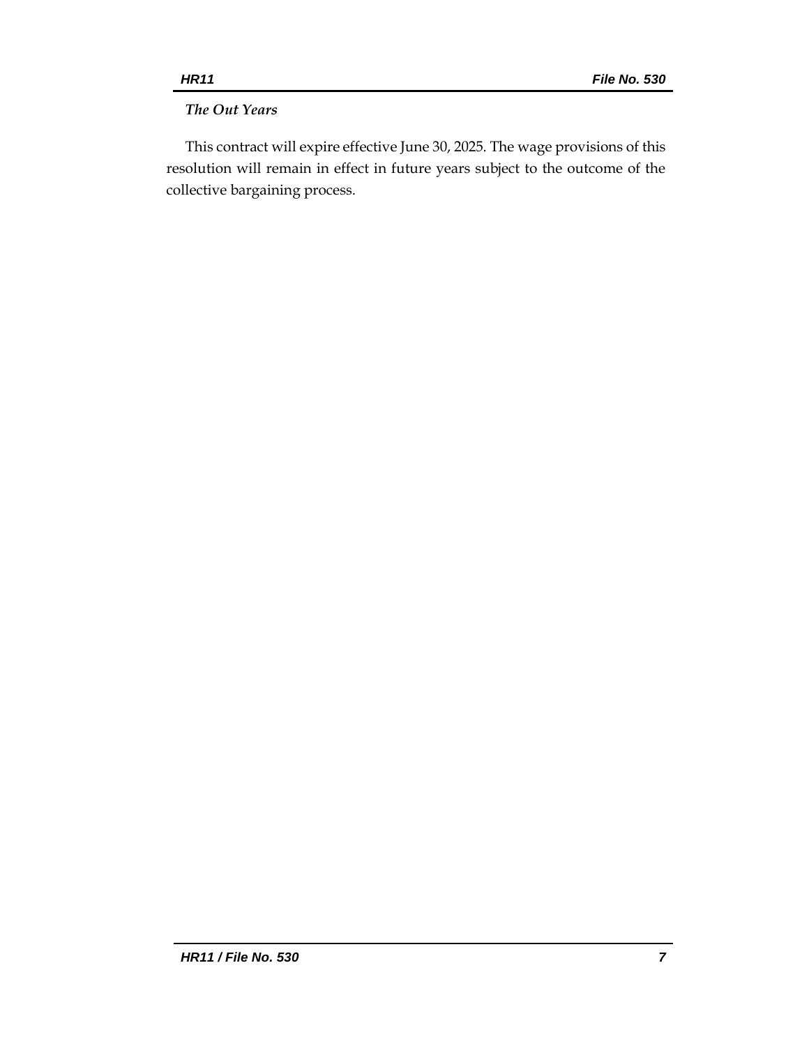*The Out Years*

This contract will expire effective June 30, 2025. The wage provisions of this resolution will remain in effect in future years subject to the outcome of the collective bargaining process.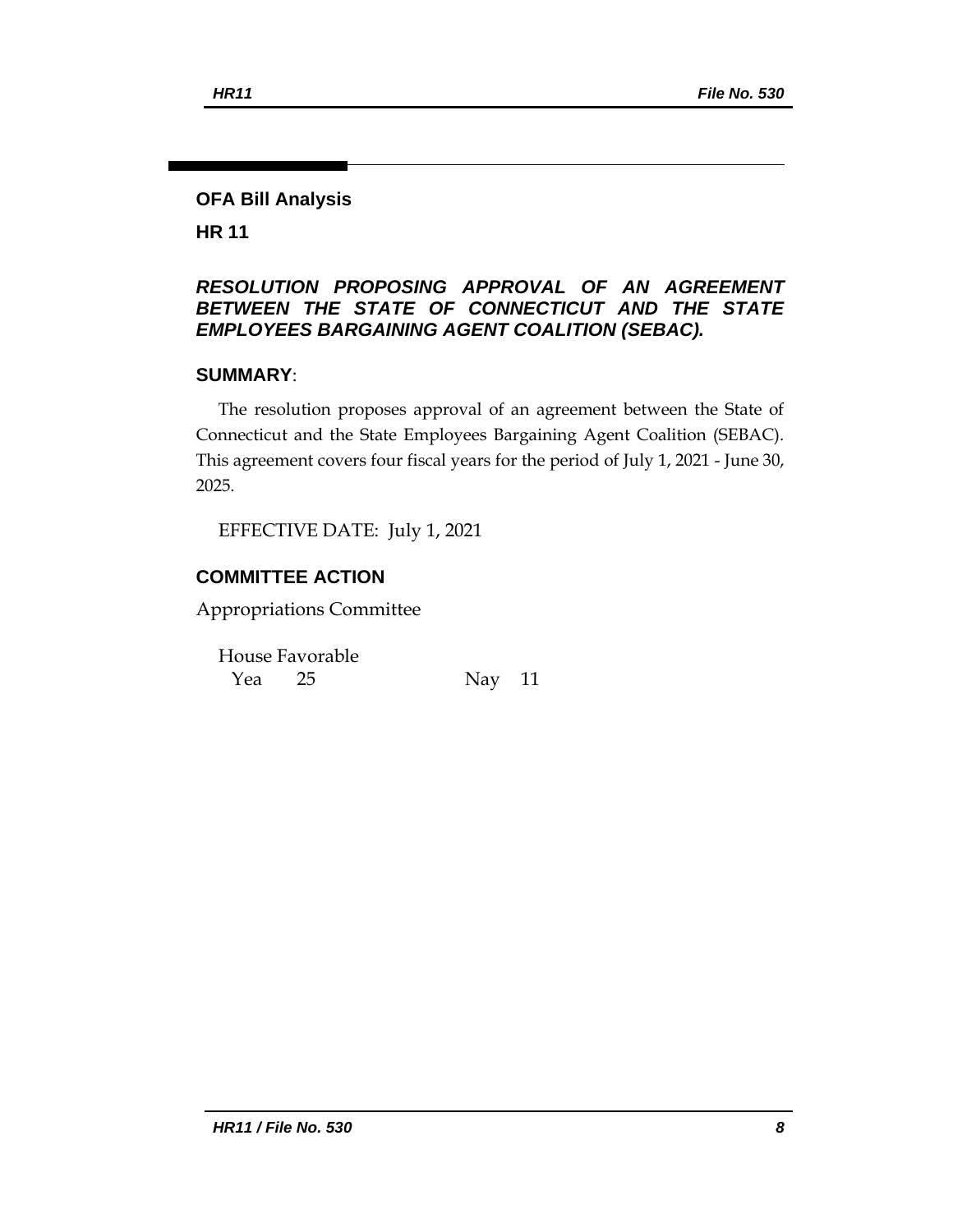## OFA Bill Analysis

## HR 11

### *RESOLUTION PROPOSING APPROVAL OF AN AGREEMENT BETWEEN THE STATE OF CONNECTICUT AND THE STATE EMPLOYEES BARGAINING AGENT COALITION (SEBAC).*

### SUMMARY:

The resolution proposes approval of an agreement between the State of Connecticut and the State Employees Bargaining Agent Coalition (SEBAC). This agreement covers four fiscal years for the period of July 1, 2021 - June 30, 2025.

EFFECTIVE DATE: July 1, 2021

### COMMITTEE ACTION

Appropriations Committee

House Favorable

| | | | |
|---|---|---|---|
| Yea | 25 | Nay | 11 |